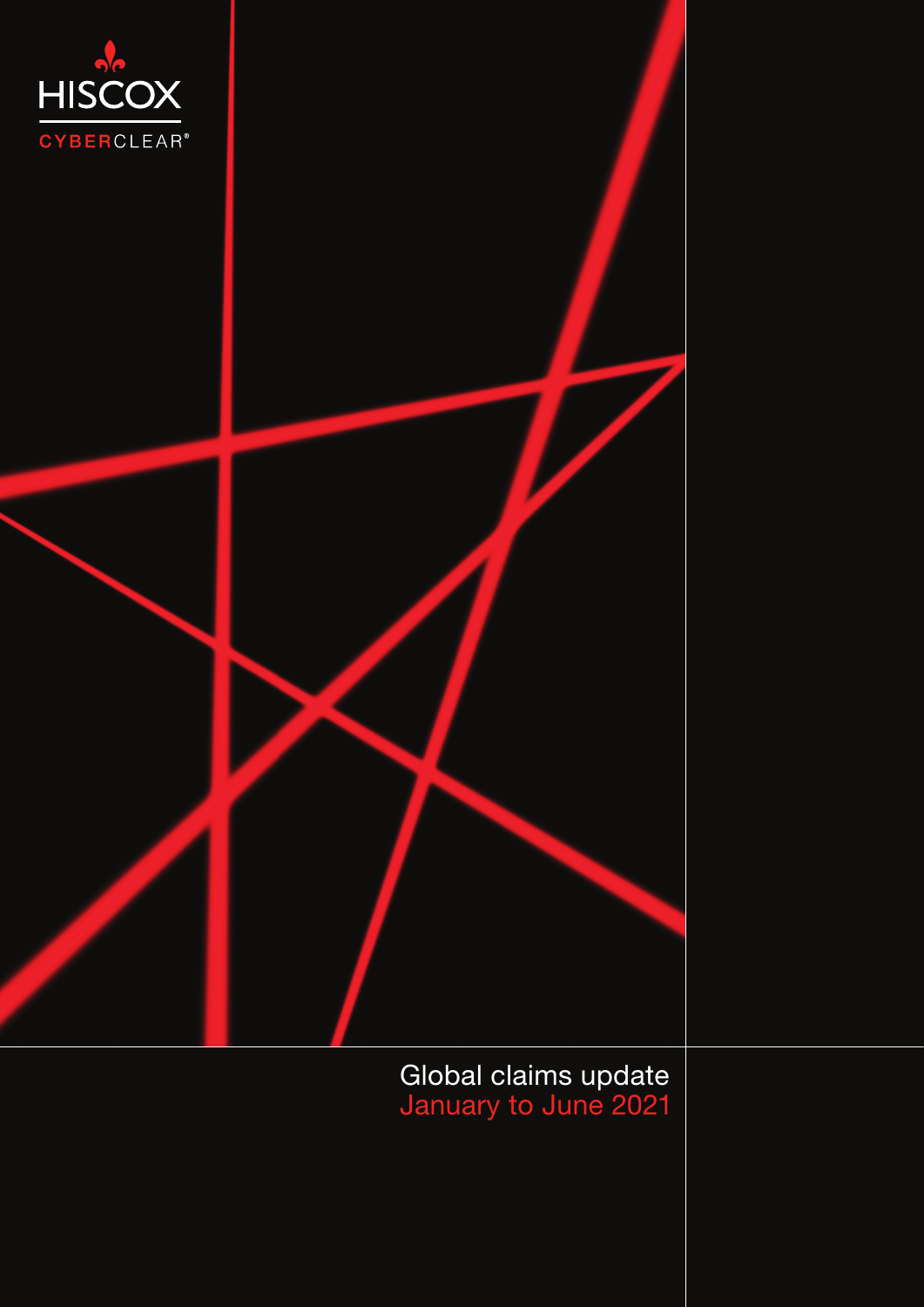HISCOX

CYBERCLEAR®

# Global claims update
## January to June 2021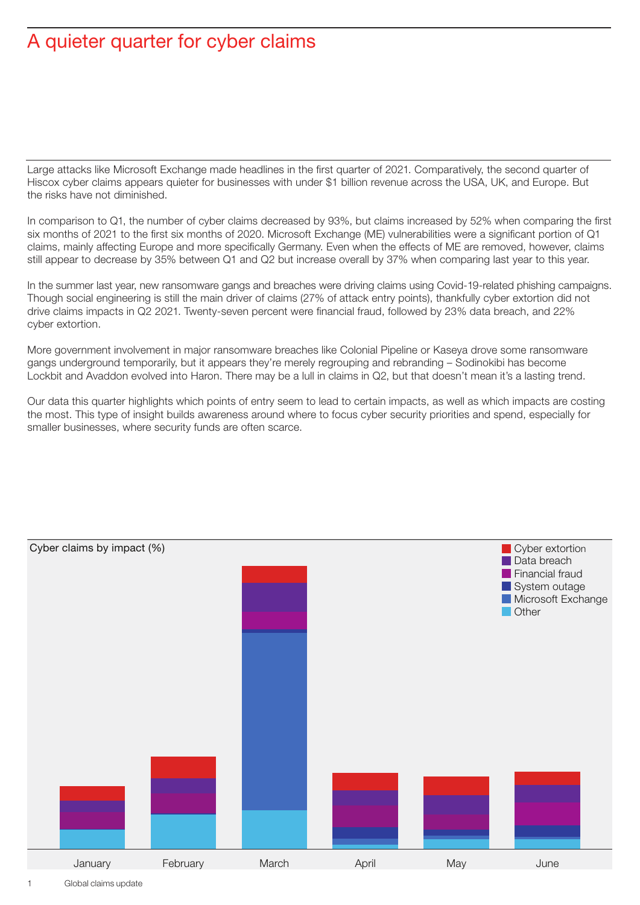# A quieter quarter for cyber claims

Large attacks like Microsoft Exchange made headlines in the first quarter of 2021. Comparatively, the second quarter of Hiscox cyber claims appears quieter for businesses with under $1 billion revenue across the USA, UK, and Europe. But the risks have not diminished.

In comparison to Q1, the number of cyber claims decreased by 93%, but claims increased by 52% when comparing the first six months of 2021 to the first six months of 2020. Microsoft Exchange (ME) vulnerabilities were a significant portion of Q1 claims, mainly affecting Europe and more specifically Germany. Even when the effects of ME are removed, however, claims still appear to decrease by 35% between Q1 and Q2 but increase overall by 37% when comparing last year to this year.

In the summer last year, new ransomware gangs and breaches were driving claims using Covid-19-related phishing campaigns. Though social engineering is still the main driver of claims (27% of attack entry points), thankfully cyber extortion did not drive claims impacts in Q2 2021. Twenty-seven percent were financial fraud, followed by 23% data breach, and 22% cyber extortion.

More government involvement in major ransomware breaches like Colonial Pipeline or Kaseya drove some ransomware gangs underground temporarily, but it appears they're merely regrouping and rebranding – Sodinokibi has become Lockbit and Avaddon evolved into Haron. There may be a lull in claims in Q2, but that doesn't mean it's a lasting trend.

Our data this quarter highlights which points of entry seem to lead to certain impacts, as well as which impacts are costing the most. This type of insight builds awareness around where to focus cyber security priorities and spend, especially for smaller businesses, where security funds are often scarce.

Cyber claims by impact (%)

Legend: Cyber extortion, Data breach, Financial fraud, System outage, Microsoft Exchange, Other

January, February, March, April, May, June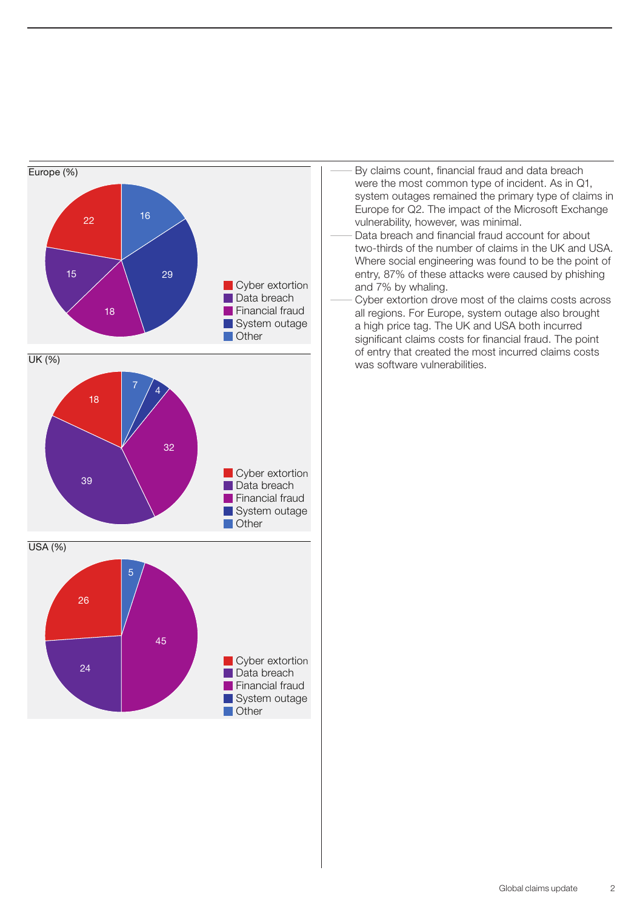Europe (%)

| Category | % |
| --- | --- |
| Cyber extortion | 22 |
| Data breach | 15 |
| Financial fraud | 18 |
| System outage | 29 |
| Other | 16 |

UK (%)

| Category | % |
| --- | --- |
| Cyber extortion | 18 |
| Data breach | 39 |
| Financial fraud | 32 |
| System outage | 4 |
| Other | 7 |

USA (%)

| Category | % |
| --- | --- |
| Cyber extortion | 26 |
| Data breach | 24 |
| Financial fraud | 45 |
| Other | 5 |

- By claims count, financial fraud and data breach were the most common type of incident. As in Q1, system outages remained the primary type of claims in Europe for Q2. The impact of the Microsoft Exchange vulnerability, however, was minimal.
- Data breach and financial fraud account for about two-thirds of the number of claims in the UK and USA. Where social engineering was found to be the point of entry, 87% of these attacks were caused by phishing and 7% by whaling.
- Cyber extortion drove most of the claims costs across all regions. For Europe, system outage also brought a high price tag. The UK and USA both incurred significant claims costs for financial fraud. The point of entry that created the most incurred claims costs was software vulnerabilities.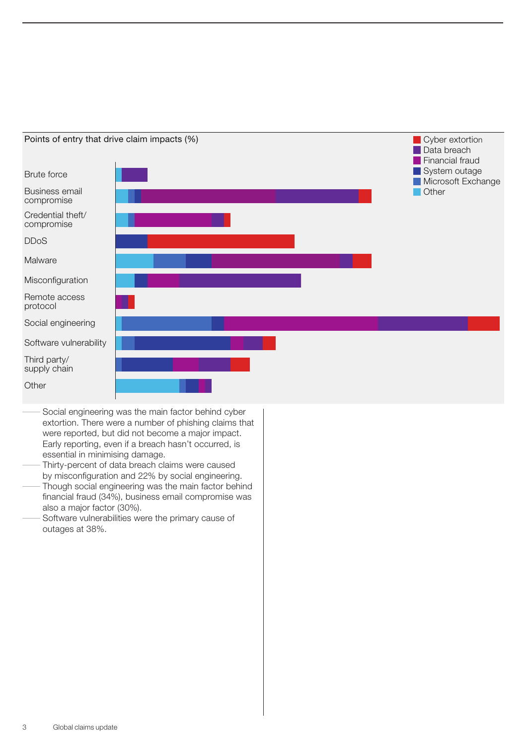Points of entry that drive claim impacts (%)

Legend: Cyber extortion, Data breach, Financial fraud, System outage, Microsoft Exchange, Other

Categories: Brute force, Business email compromise, Credential theft/compromise, DDoS, Malware, Misconfiguration, Remote access protocol, Social engineering, Software vulnerability, Third party/supply chain, Other

- Social engineering was the main factor behind cyber extortion. There were a number of phishing claims that were reported, but did not become a major impact. Early reporting, even if a breach hasn't occurred, is essential in minimising damage.
- Thirty-percent of data breach claims were caused by misconfiguration and 22% by social engineering.
- Though social engineering was the main factor behind financial fraud (34%), business email compromise was also a major factor (30%).
- Software vulnerabilities were the primary cause of outages at 38%.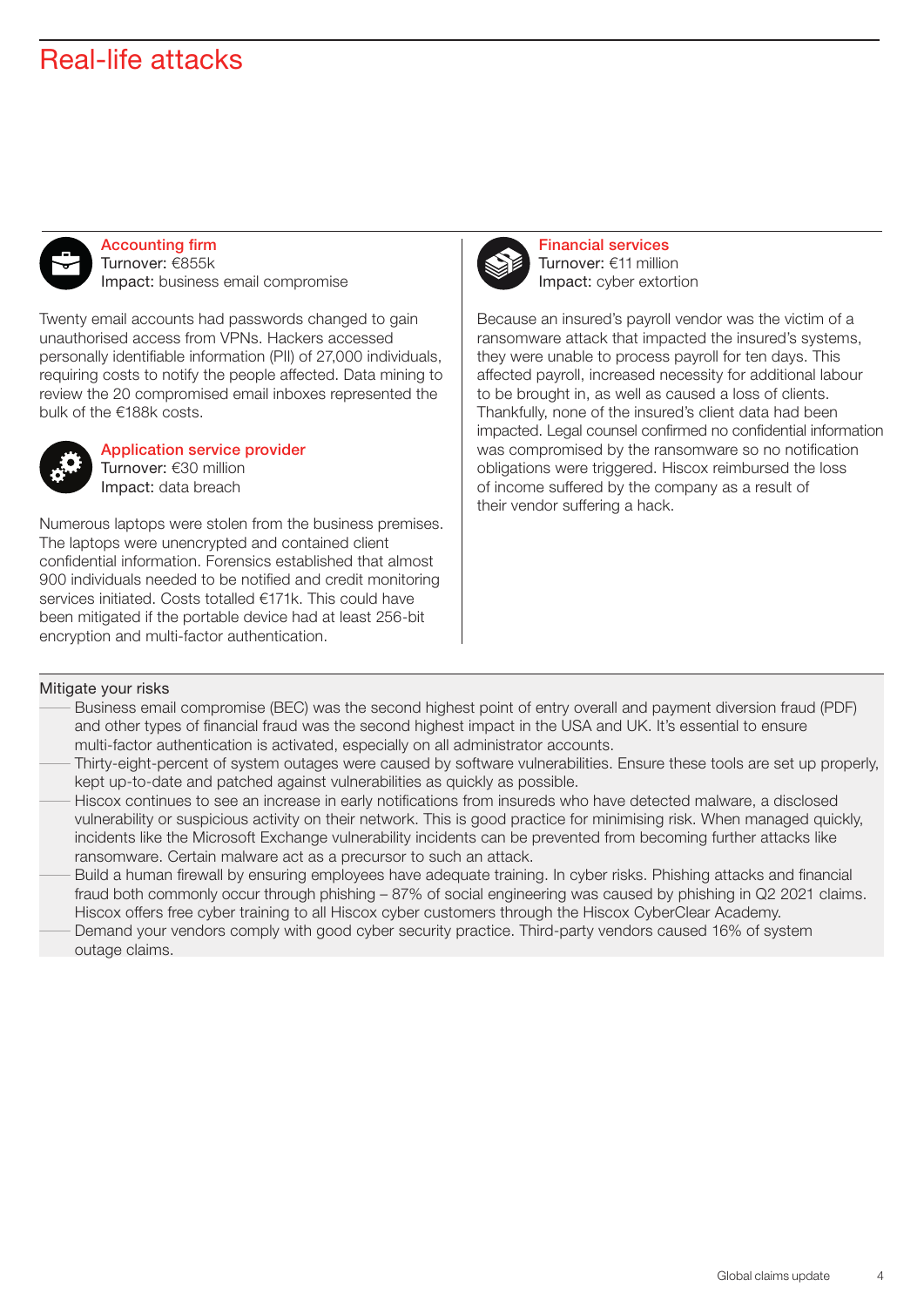# Real-life attacks

### Accounting firm

Turnover: €855k
Impact: business email compromise

Twenty email accounts had passwords changed to gain unauthorised access from VPNs. Hackers accessed personally identifiable information (PII) of 27,000 individuals, requiring costs to notify the people affected. Data mining to review the 20 compromised email inboxes represented the bulk of the €188k costs.

### Application service provider

Turnover: €30 million
Impact: data breach

Numerous laptops were stolen from the business premises. The laptops were unencrypted and contained client confidential information. Forensics established that almost 900 individuals needed to be notified and credit monitoring services initiated. Costs totalled €171k. This could have been mitigated if the portable device had at least 256-bit encryption and multi-factor authentication.

### Financial services

Turnover: €11 million
Impact: cyber extortion

Because an insured's payroll vendor was the victim of a ransomware attack that impacted the insured's systems, they were unable to process payroll for ten days. This affected payroll, increased necessity for additional labour to be brought in, as well as caused a loss of clients. Thankfully, none of the insured's client data had been impacted. Legal counsel confirmed no confidential information was compromised by the ransomware so no notification obligations were triggered. Hiscox reimbursed the loss of income suffered by the company as a result of their vendor suffering a hack.

Mitigate your risks

- Business email compromise (BEC) was the second highest point of entry overall and payment diversion fraud (PDF) and other types of financial fraud was the second highest impact in the USA and UK. It's essential to ensure multi-factor authentication is activated, especially on all administrator accounts.
- Thirty-eight-percent of system outages were caused by software vulnerabilities. Ensure these tools are set up properly, kept up-to-date and patched against vulnerabilities as quickly as possible.
- Hiscox continues to see an increase in early notifications from insureds who have detected malware, a disclosed vulnerability or suspicious activity on their network. This is good practice for minimising risk. When managed quickly, incidents like the Microsoft Exchange vulnerability incidents can be prevented from becoming further attacks like ransomware. Certain malware act as a precursor to such an attack.
- Build a human firewall by ensuring employees have adequate training. In cyber risks. Phishing attacks and financial fraud both commonly occur through phishing – 87% of social engineering was caused by phishing in Q2 2021 claims. Hiscox offers free cyber training to all Hiscox cyber customers through the Hiscox CyberClear Academy.
- Demand your vendors comply with good cyber security practice. Third-party vendors caused 16% of system outage claims.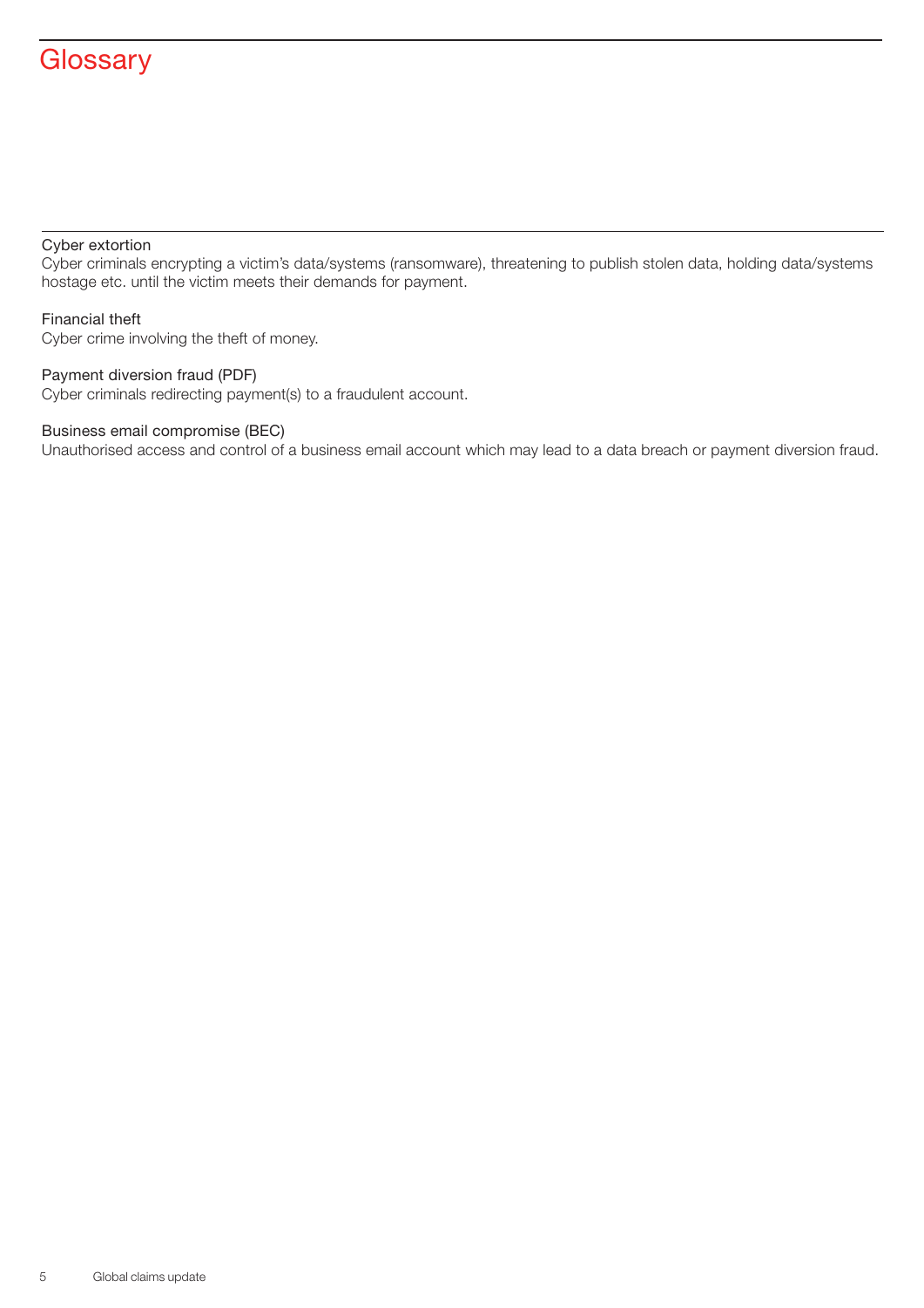# Glossary

**Cyber extortion**
Cyber criminals encrypting a victim's data/systems (ransomware), threatening to publish stolen data, holding data/systems hostage etc. until the victim meets their demands for payment.

**Financial theft**
Cyber crime involving the theft of money.

**Payment diversion fraud (PDF)**
Cyber criminals redirecting payment(s) to a fraudulent account.

**Business email compromise (BEC)**
Unauthorised access and control of a business email account which may lead to a data breach or payment diversion fraud.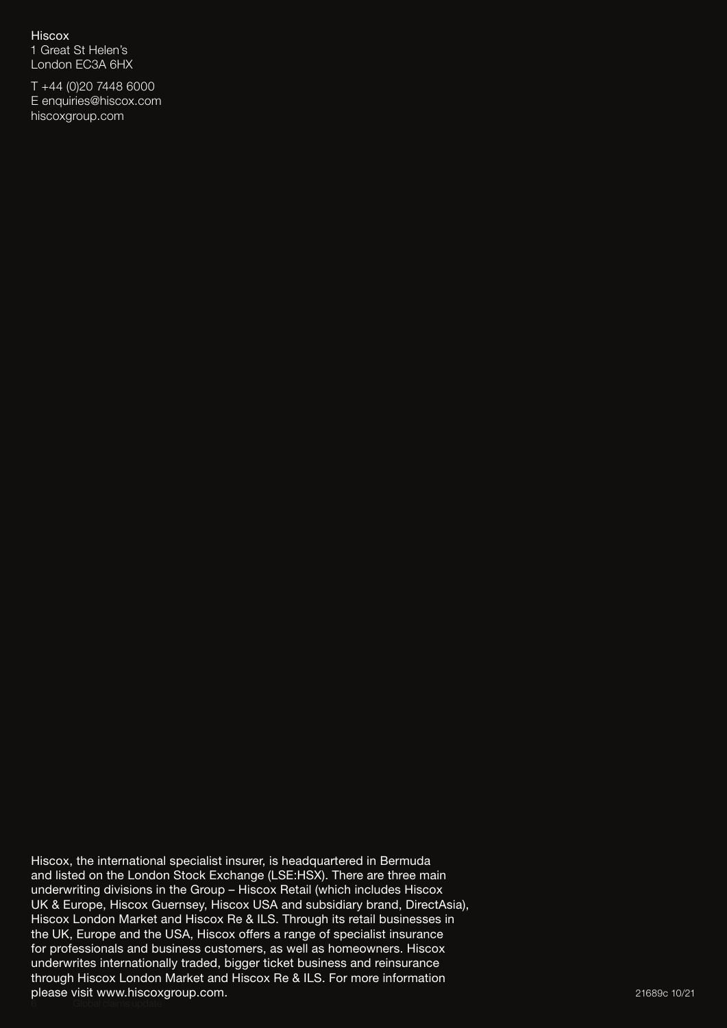Hiscox
1 Great St Helen's
London EC3A 6HX

T +44 (0)20 7448 6000
E enquiries@hiscox.com
hiscoxgroup.com

Hiscox, the international specialist insurer, is headquartered in Bermuda and listed on the London Stock Exchange (LSE:HSX). There are three main underwriting divisions in the Group – Hiscox Retail (which includes Hiscox UK & Europe, Hiscox Guernsey, Hiscox USA and subsidiary brand, DirectAsia), Hiscox London Market and Hiscox Re & ILS. Through its retail businesses in the UK, Europe and the USA, Hiscox offers a range of specialist insurance for professionals and business customers, as well as homeowners. Hiscox underwrites internationally traded, bigger ticket business and reinsurance through Hiscox London Market and Hiscox Re & ILS. For more information please visit www.hiscoxgroup.com.

21689c 10/21